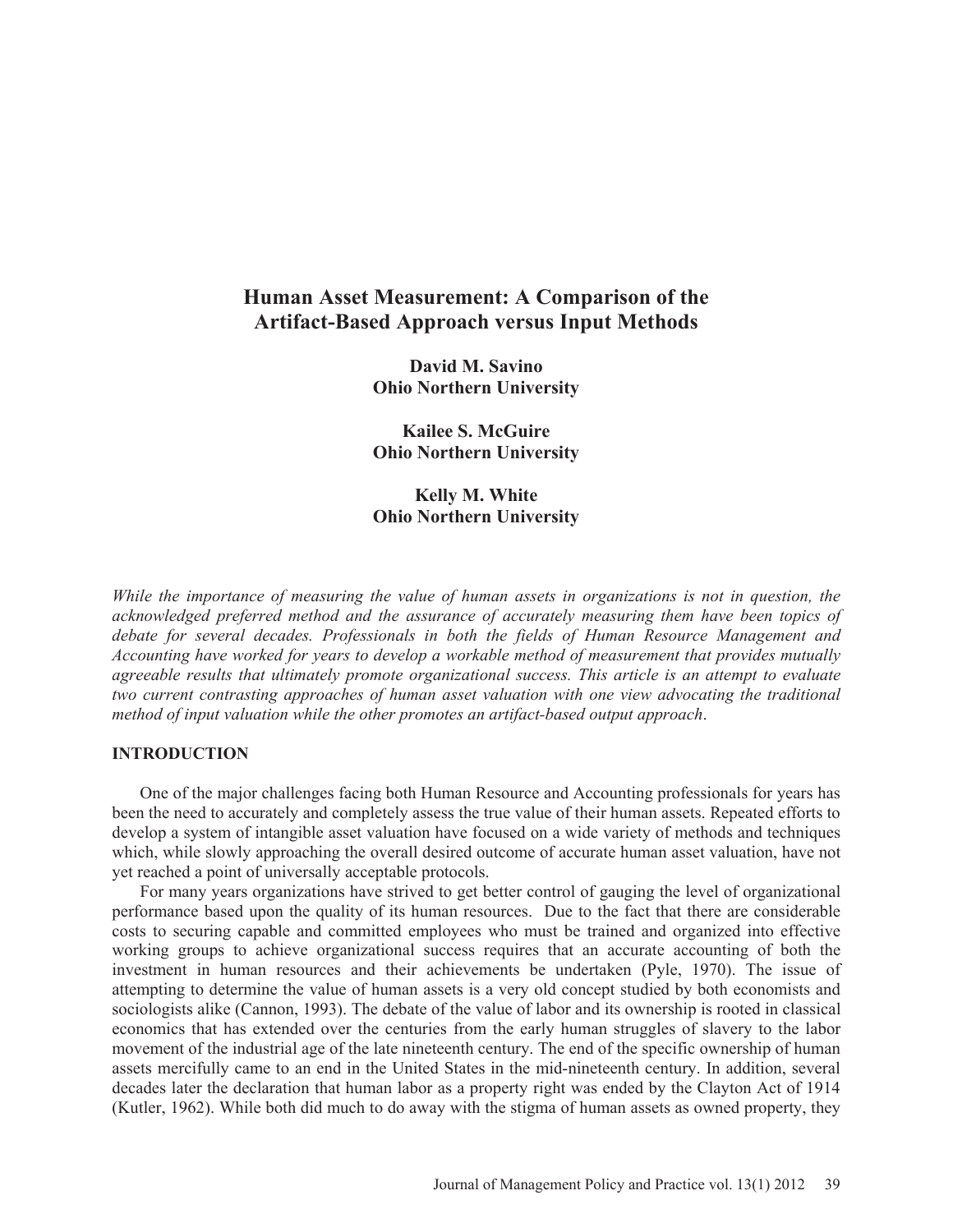# Human Asset Measurement: A Comparison of the Artifact-Based Approach versus Input Methods

**David M. Savino**
**Ohio Northern University**

**Kailee S. McGuire**
**Ohio Northern University**

**Kelly M. White**
**Ohio Northern University**

*While the importance of measuring the value of human assets in organizations is not in question, the acknowledged preferred method and the assurance of accurately measuring them have been topics of debate for several decades. Professionals in both the fields of Human Resource Management and Accounting have worked for years to develop a workable method of measurement that provides mutually agreeable results that ultimately promote organizational success. This article is an attempt to evaluate two current contrasting approaches of human asset valuation with one view advocating the traditional method of input valuation while the other promotes an artifact-based output approach.*

## INTRODUCTION

One of the major challenges facing both Human Resource and Accounting professionals for years has been the need to accurately and completely assess the true value of their human assets. Repeated efforts to develop a system of intangible asset valuation have focused on a wide variety of methods and techniques which, while slowly approaching the overall desired outcome of accurate human asset valuation, have not yet reached a point of universally acceptable protocols.

For many years organizations have strived to get better control of gauging the level of organizational performance based upon the quality of its human resources. Due to the fact that there are considerable costs to securing capable and committed employees who must be trained and organized into effective working groups to achieve organizational success requires that an accurate accounting of both the investment in human resources and their achievements be undertaken (Pyle, 1970). The issue of attempting to determine the value of human assets is a very old concept studied by both economists and sociologists alike (Cannon, 1993). The debate of the value of labor and its ownership is rooted in classical economics that has extended over the centuries from the early human struggles of slavery to the labor movement of the industrial age of the late nineteenth century. The end of the specific ownership of human assets mercifully came to an end in the United States in the mid-nineteenth century. In addition, several decades later the declaration that human labor as a property right was ended by the Clayton Act of 1914 (Kutler, 1962). While both did much to do away with the stigma of human assets as owned property, they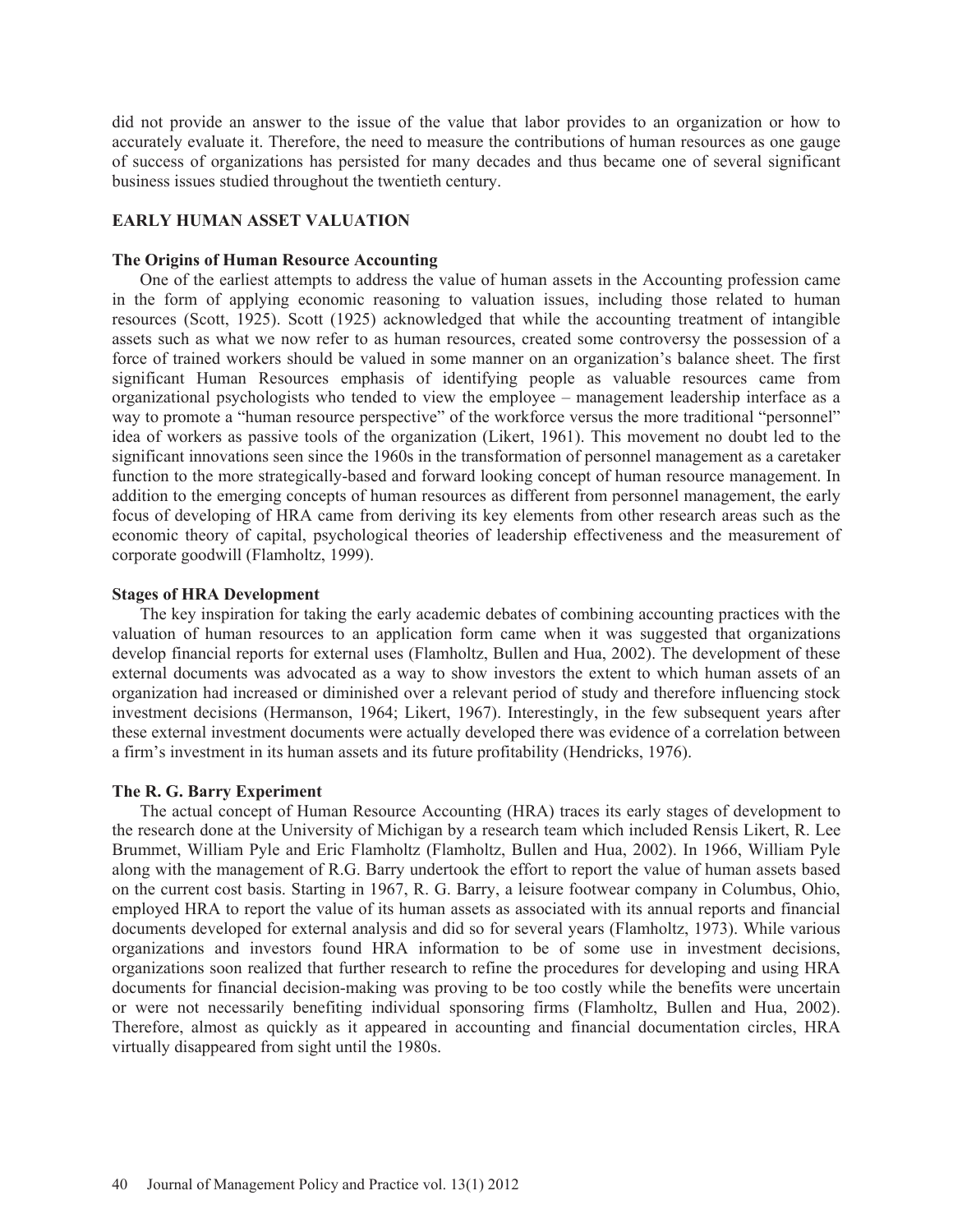did not provide an answer to the issue of the value that labor provides to an organization or how to accurately evaluate it. Therefore, the need to measure the contributions of human resources as one gauge of success of organizations has persisted for many decades and thus became one of several significant business issues studied throughout the twentieth century.

## EARLY HUMAN ASSET VALUATION

### The Origins of Human Resource Accounting

One of the earliest attempts to address the value of human assets in the Accounting profession came in the form of applying economic reasoning to valuation issues, including those related to human resources (Scott, 1925). Scott (1925) acknowledged that while the accounting treatment of intangible assets such as what we now refer to as human resources, created some controversy the possession of a force of trained workers should be valued in some manner on an organization's balance sheet. The first significant Human Resources emphasis of identifying people as valuable resources came from organizational psychologists who tended to view the employee – management leadership interface as a way to promote a "human resource perspective" of the workforce versus the more traditional "personnel" idea of workers as passive tools of the organization (Likert, 1961). This movement no doubt led to the significant innovations seen since the 1960s in the transformation of personnel management as a caretaker function to the more strategically-based and forward looking concept of human resource management. In addition to the emerging concepts of human resources as different from personnel management, the early focus of developing of HRA came from deriving its key elements from other research areas such as the economic theory of capital, psychological theories of leadership effectiveness and the measurement of corporate goodwill (Flamholtz, 1999).

### Stages of HRA Development

The key inspiration for taking the early academic debates of combining accounting practices with the valuation of human resources to an application form came when it was suggested that organizations develop financial reports for external uses (Flamholtz, Bullen and Hua, 2002). The development of these external documents was advocated as a way to show investors the extent to which human assets of an organization had increased or diminished over a relevant period of study and therefore influencing stock investment decisions (Hermanson, 1964; Likert, 1967). Interestingly, in the few subsequent years after these external investment documents were actually developed there was evidence of a correlation between a firm's investment in its human assets and its future profitability (Hendricks, 1976).

### The R. G. Barry Experiment

The actual concept of Human Resource Accounting (HRA) traces its early stages of development to the research done at the University of Michigan by a research team which included Rensis Likert, R. Lee Brummet, William Pyle and Eric Flamholtz (Flamholtz, Bullen and Hua, 2002). In 1966, William Pyle along with the management of R.G. Barry undertook the effort to report the value of human assets based on the current cost basis. Starting in 1967, R. G. Barry, a leisure footwear company in Columbus, Ohio, employed HRA to report the value of its human assets as associated with its annual reports and financial documents developed for external analysis and did so for several years (Flamholtz, 1973). While various organizations and investors found HRA information to be of some use in investment decisions, organizations soon realized that further research to refine the procedures for developing and using HRA documents for financial decision-making was proving to be too costly while the benefits were uncertain or were not necessarily benefiting individual sponsoring firms (Flamholtz, Bullen and Hua, 2002). Therefore, almost as quickly as it appeared in accounting and financial documentation circles, HRA virtually disappeared from sight until the 1980s.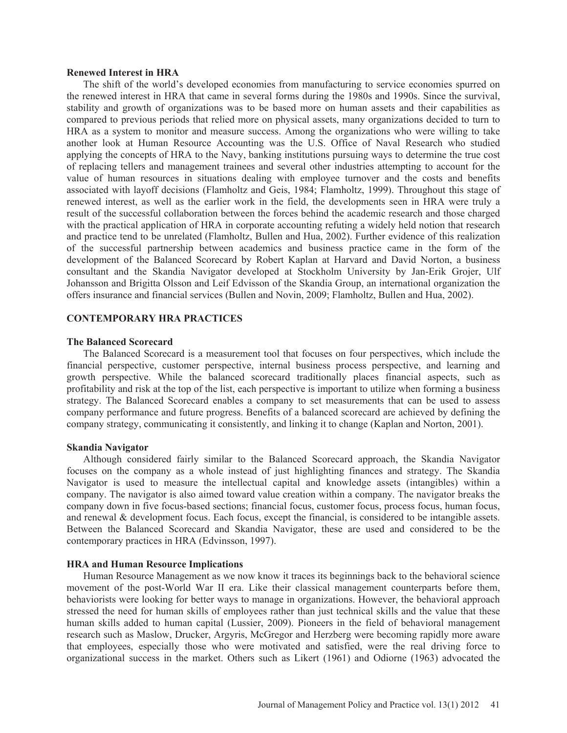### Renewed Interest in HRA

The shift of the world's developed economies from manufacturing to service economies spurred on the renewed interest in HRA that came in several forms during the 1980s and 1990s. Since the survival, stability and growth of organizations was to be based more on human assets and their capabilities as compared to previous periods that relied more on physical assets, many organizations decided to turn to HRA as a system to monitor and measure success. Among the organizations who were willing to take another look at Human Resource Accounting was the U.S. Office of Naval Research who studied applying the concepts of HRA to the Navy, banking institutions pursuing ways to determine the true cost of replacing tellers and management trainees and several other industries attempting to account for the value of human resources in situations dealing with employee turnover and the costs and benefits associated with layoff decisions (Flamholtz and Geis, 1984; Flamholtz, 1999). Throughout this stage of renewed interest, as well as the earlier work in the field, the developments seen in HRA were truly a result of the successful collaboration between the forces behind the academic research and those charged with the practical application of HRA in corporate accounting refuting a widely held notion that research and practice tend to be unrelated (Flamholtz, Bullen and Hua, 2002). Further evidence of this realization of the successful partnership between academics and business practice came in the form of the development of the Balanced Scorecard by Robert Kaplan at Harvard and David Norton, a business consultant and the Skandia Navigator developed at Stockholm University by Jan-Erik Grojer, Ulf Johansson and Brigitta Olsson and Leif Edvisson of the Skandia Group, an international organization the offers insurance and financial services (Bullen and Novin, 2009; Flamholtz, Bullen and Hua, 2002).

## CONTEMPORARY HRA PRACTICES

### The Balanced Scorecard

The Balanced Scorecard is a measurement tool that focuses on four perspectives, which include the financial perspective, customer perspective, internal business process perspective, and learning and growth perspective. While the balanced scorecard traditionally places financial aspects, such as profitability and risk at the top of the list, each perspective is important to utilize when forming a business strategy. The Balanced Scorecard enables a company to set measurements that can be used to assess company performance and future progress. Benefits of a balanced scorecard are achieved by defining the company strategy, communicating it consistently, and linking it to change (Kaplan and Norton, 2001).

### Skandia Navigator

Although considered fairly similar to the Balanced Scorecard approach, the Skandia Navigator focuses on the company as a whole instead of just highlighting finances and strategy. The Skandia Navigator is used to measure the intellectual capital and knowledge assets (intangibles) within a company. The navigator is also aimed toward value creation within a company. The navigator breaks the company down in five focus-based sections; financial focus, customer focus, process focus, human focus, and renewal & development focus. Each focus, except the financial, is considered to be intangible assets. Between the Balanced Scorecard and Skandia Navigator, these are used and considered to be the contemporary practices in HRA (Edvinsson, 1997).

### HRA and Human Resource Implications

Human Resource Management as we now know it traces its beginnings back to the behavioral science movement of the post-World War II era. Like their classical management counterparts before them, behaviorists were looking for better ways to manage in organizations. However, the behavioral approach stressed the need for human skills of employees rather than just technical skills and the value that these human skills added to human capital (Lussier, 2009). Pioneers in the field of behavioral management research such as Maslow, Drucker, Argyris, McGregor and Herzberg were becoming rapidly more aware that employees, especially those who were motivated and satisfied, were the real driving force to organizational success in the market. Others such as Likert (1961) and Odiorne (1963) advocated the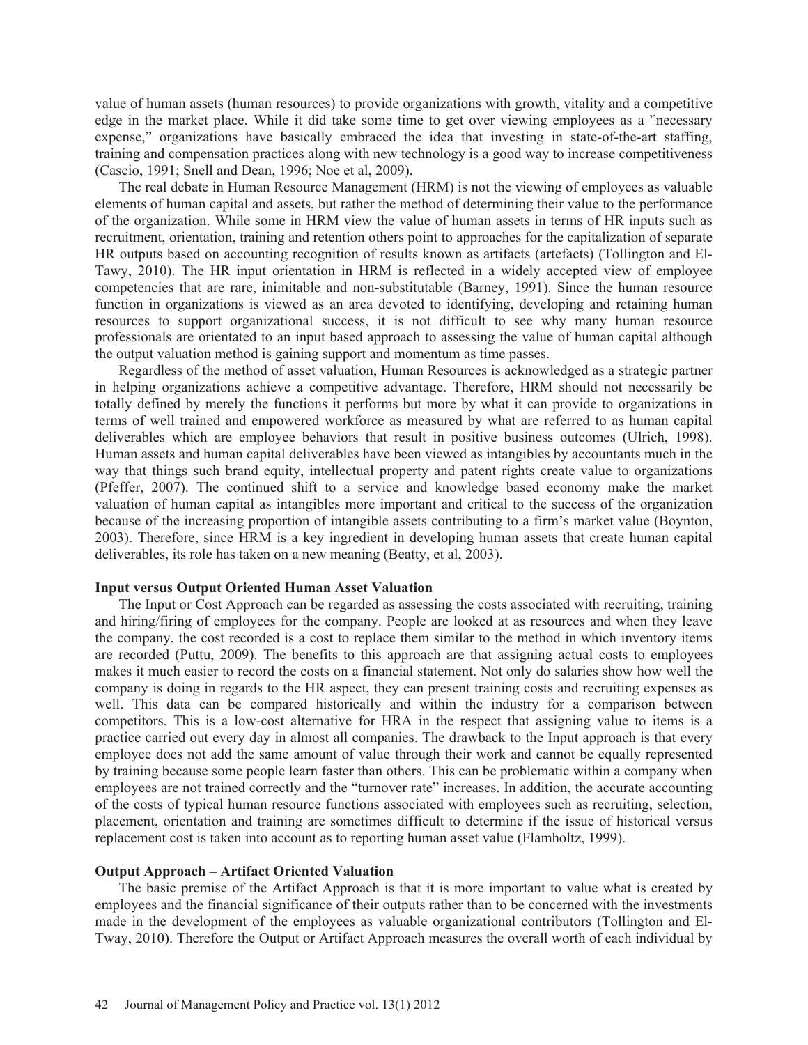value of human assets (human resources) to provide organizations with growth, vitality and a competitive edge in the market place. While it did take some time to get over viewing employees as a "necessary expense," organizations have basically embraced the idea that investing in state-of-the-art staffing, training and compensation practices along with new technology is a good way to increase competitiveness (Cascio, 1991; Snell and Dean, 1996; Noe et al, 2009).

The real debate in Human Resource Management (HRM) is not the viewing of employees as valuable elements of human capital and assets, but rather the method of determining their value to the performance of the organization. While some in HRM view the value of human assets in terms of HR inputs such as recruitment, orientation, training and retention others point to approaches for the capitalization of separate HR outputs based on accounting recognition of results known as artifacts (artefacts) (Tollington and El-Tawy, 2010). The HR input orientation in HRM is reflected in a widely accepted view of employee competencies that are rare, inimitable and non-substitutable (Barney, 1991). Since the human resource function in organizations is viewed as an area devoted to identifying, developing and retaining human resources to support organizational success, it is not difficult to see why many human resource professionals are orientated to an input based approach to assessing the value of human capital although the output valuation method is gaining support and momentum as time passes.

Regardless of the method of asset valuation, Human Resources is acknowledged as a strategic partner in helping organizations achieve a competitive advantage. Therefore, HRM should not necessarily be totally defined by merely the functions it performs but more by what it can provide to organizations in terms of well trained and empowered workforce as measured by what are referred to as human capital deliverables which are employee behaviors that result in positive business outcomes (Ulrich, 1998). Human assets and human capital deliverables have been viewed as intangibles by accountants much in the way that things such brand equity, intellectual property and patent rights create value to organizations (Pfeffer, 2007). The continued shift to a service and knowledge based economy make the market valuation of human capital as intangibles more important and critical to the success of the organization because of the increasing proportion of intangible assets contributing to a firm's market value (Boynton, 2003). Therefore, since HRM is a key ingredient in developing human assets that create human capital deliverables, its role has taken on a new meaning (Beatty, et al, 2003).

**Input versus Output Oriented Human Asset Valuation**

The Input or Cost Approach can be regarded as assessing the costs associated with recruiting, training and hiring/firing of employees for the company. People are looked at as resources and when they leave the company, the cost recorded is a cost to replace them similar to the method in which inventory items are recorded (Puttu, 2009). The benefits to this approach are that assigning actual costs to employees makes it much easier to record the costs on a financial statement. Not only do salaries show how well the company is doing in regards to the HR aspect, they can present training costs and recruiting expenses as well. This data can be compared historically and within the industry for a comparison between competitors. This is a low-cost alternative for HRA in the respect that assigning value to items is a practice carried out every day in almost all companies. The drawback to the Input approach is that every employee does not add the same amount of value through their work and cannot be equally represented by training because some people learn faster than others. This can be problematic within a company when employees are not trained correctly and the "turnover rate" increases. In addition, the accurate accounting of the costs of typical human resource functions associated with employees such as recruiting, selection, placement, orientation and training are sometimes difficult to determine if the issue of historical versus replacement cost is taken into account as to reporting human asset value (Flamholtz, 1999).

**Output Approach – Artifact Oriented Valuation**

The basic premise of the Artifact Approach is that it is more important to value what is created by employees and the financial significance of their outputs rather than to be concerned with the investments made in the development of the employees as valuable organizational contributors (Tollington and El-Tway, 2010). Therefore the Output or Artifact Approach measures the overall worth of each individual by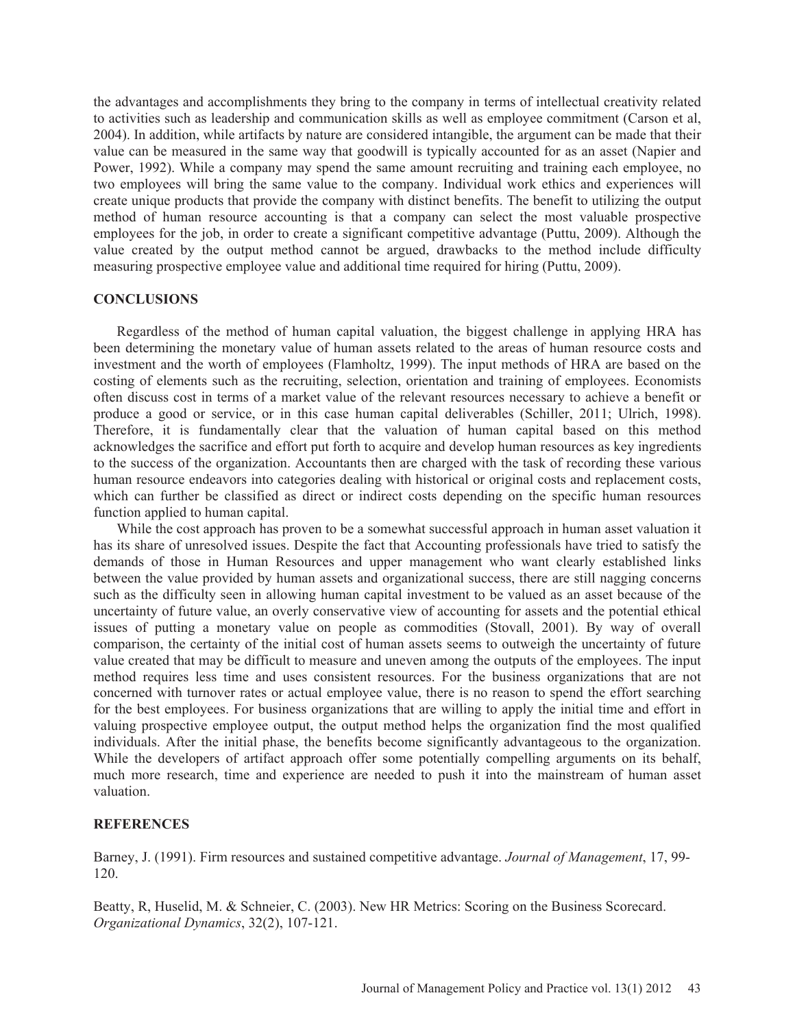the advantages and accomplishments they bring to the company in terms of intellectual creativity related to activities such as leadership and communication skills as well as employee commitment (Carson et al, 2004). In addition, while artifacts by nature are considered intangible, the argument can be made that their value can be measured in the same way that goodwill is typically accounted for as an asset (Napier and Power, 1992). While a company may spend the same amount recruiting and training each employee, no two employees will bring the same value to the company. Individual work ethics and experiences will create unique products that provide the company with distinct benefits. The benefit to utilizing the output method of human resource accounting is that a company can select the most valuable prospective employees for the job, in order to create a significant competitive advantage (Puttu, 2009). Although the value created by the output method cannot be argued, drawbacks to the method include difficulty measuring prospective employee value and additional time required for hiring (Puttu, 2009).

## CONCLUSIONS

Regardless of the method of human capital valuation, the biggest challenge in applying HRA has been determining the monetary value of human assets related to the areas of human resource costs and investment and the worth of employees (Flamholtz, 1999). The input methods of HRA are based on the costing of elements such as the recruiting, selection, orientation and training of employees. Economists often discuss cost in terms of a market value of the relevant resources necessary to achieve a benefit or produce a good or service, or in this case human capital deliverables (Schiller, 2011; Ulrich, 1998). Therefore, it is fundamentally clear that the valuation of human capital based on this method acknowledges the sacrifice and effort put forth to acquire and develop human resources as key ingredients to the success of the organization. Accountants then are charged with the task of recording these various human resource endeavors into categories dealing with historical or original costs and replacement costs, which can further be classified as direct or indirect costs depending on the specific human resources function applied to human capital.

While the cost approach has proven to be a somewhat successful approach in human asset valuation it has its share of unresolved issues. Despite the fact that Accounting professionals have tried to satisfy the demands of those in Human Resources and upper management who want clearly established links between the value provided by human assets and organizational success, there are still nagging concerns such as the difficulty seen in allowing human capital investment to be valued as an asset because of the uncertainty of future value, an overly conservative view of accounting for assets and the potential ethical issues of putting a monetary value on people as commodities (Stovall, 2001). By way of overall comparison, the certainty of the initial cost of human assets seems to outweigh the uncertainty of future value created that may be difficult to measure and uneven among the outputs of the employees. The input method requires less time and uses consistent resources. For the business organizations that are not concerned with turnover rates or actual employee value, there is no reason to spend the effort searching for the best employees. For business organizations that are willing to apply the initial time and effort in valuing prospective employee output, the output method helps the organization find the most qualified individuals. After the initial phase, the benefits become significantly advantageous to the organization. While the developers of artifact approach offer some potentially compelling arguments on its behalf, much more research, time and experience are needed to push it into the mainstream of human asset valuation.

## REFERENCES

Barney, J. (1991). Firm resources and sustained competitive advantage. *Journal of Management*, 17, 99-120.

Beatty, R, Huselid, M. & Schneier, C. (2003). New HR Metrics: Scoring on the Business Scorecard. *Organizational Dynamics*, 32(2), 107-121.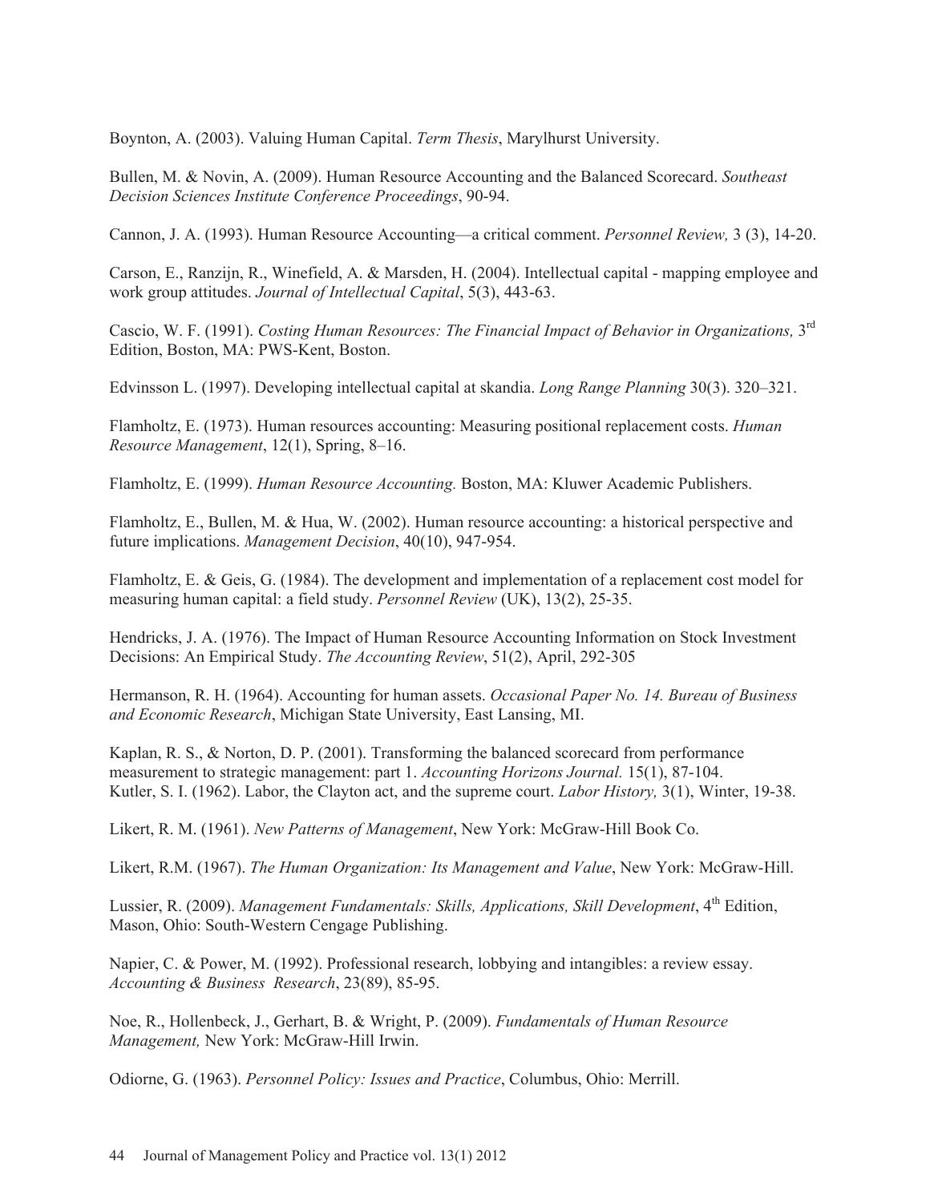Boynton, A. (2003). Valuing Human Capital. *Term Thesis*, Marylhurst University.

Bullen, M. & Novin, A. (2009). Human Resource Accounting and the Balanced Scorecard. *Southeast Decision Sciences Institute Conference Proceedings*, 90-94.

Cannon, J. A. (1993). Human Resource Accounting—a critical comment. *Personnel Review,* 3 (3), 14-20.

Carson, E., Ranzijn, R., Winefield, A. & Marsden, H. (2004). Intellectual capital - mapping employee and work group attitudes. *Journal of Intellectual Capital*, 5(3), 443-63.

Cascio, W. F. (1991). *Costing Human Resources: The Financial Impact of Behavior in Organizations,* 3rd Edition, Boston, MA: PWS-Kent, Boston.

Edvinsson L. (1997). Developing intellectual capital at skandia. *Long Range Planning* 30(3). 320–321.

Flamholtz, E. (1973). Human resources accounting: Measuring positional replacement costs. *Human Resource Management*, 12(1), Spring, 8–16.

Flamholtz, E. (1999). *Human Resource Accounting.* Boston, MA: Kluwer Academic Publishers.

Flamholtz, E., Bullen, M. & Hua, W. (2002). Human resource accounting: a historical perspective and future implications. *Management Decision*, 40(10), 947-954.

Flamholtz, E. & Geis, G. (1984). The development and implementation of a replacement cost model for measuring human capital: a field study. *Personnel Review* (UK), 13(2), 25-35.

Hendricks, J. A. (1976). The Impact of Human Resource Accounting Information on Stock Investment Decisions: An Empirical Study. *The Accounting Review*, 51(2), April, 292-305

Hermanson, R. H. (1964). Accounting for human assets. *Occasional Paper No. 14. Bureau of Business and Economic Research*, Michigan State University, East Lansing, MI.

Kaplan, R. S., & Norton, D. P. (2001). Transforming the balanced scorecard from performance measurement to strategic management: part 1. *Accounting Horizons Journal.* 15(1), 87-104.

Kutler, S. I. (1962). Labor, the Clayton act, and the supreme court. *Labor History,* 3(1), Winter, 19-38.

Likert, R. M. (1961). *New Patterns of Management*, New York: McGraw-Hill Book Co.

Likert, R.M. (1967). *The Human Organization: Its Management and Value*, New York: McGraw-Hill.

Lussier, R. (2009). *Management Fundamentals: Skills, Applications, Skill Development*, 4th Edition, Mason, Ohio: South-Western Cengage Publishing.

Napier, C. & Power, M. (1992). Professional research, lobbying and intangibles: a review essay. *Accounting & Business Research*, 23(89), 85-95.

Noe, R., Hollenbeck, J., Gerhart, B. & Wright, P. (2009). *Fundamentals of Human Resource Management,* New York: McGraw-Hill Irwin.

Odiorne, G. (1963). *Personnel Policy: Issues and Practice*, Columbus, Ohio: Merrill.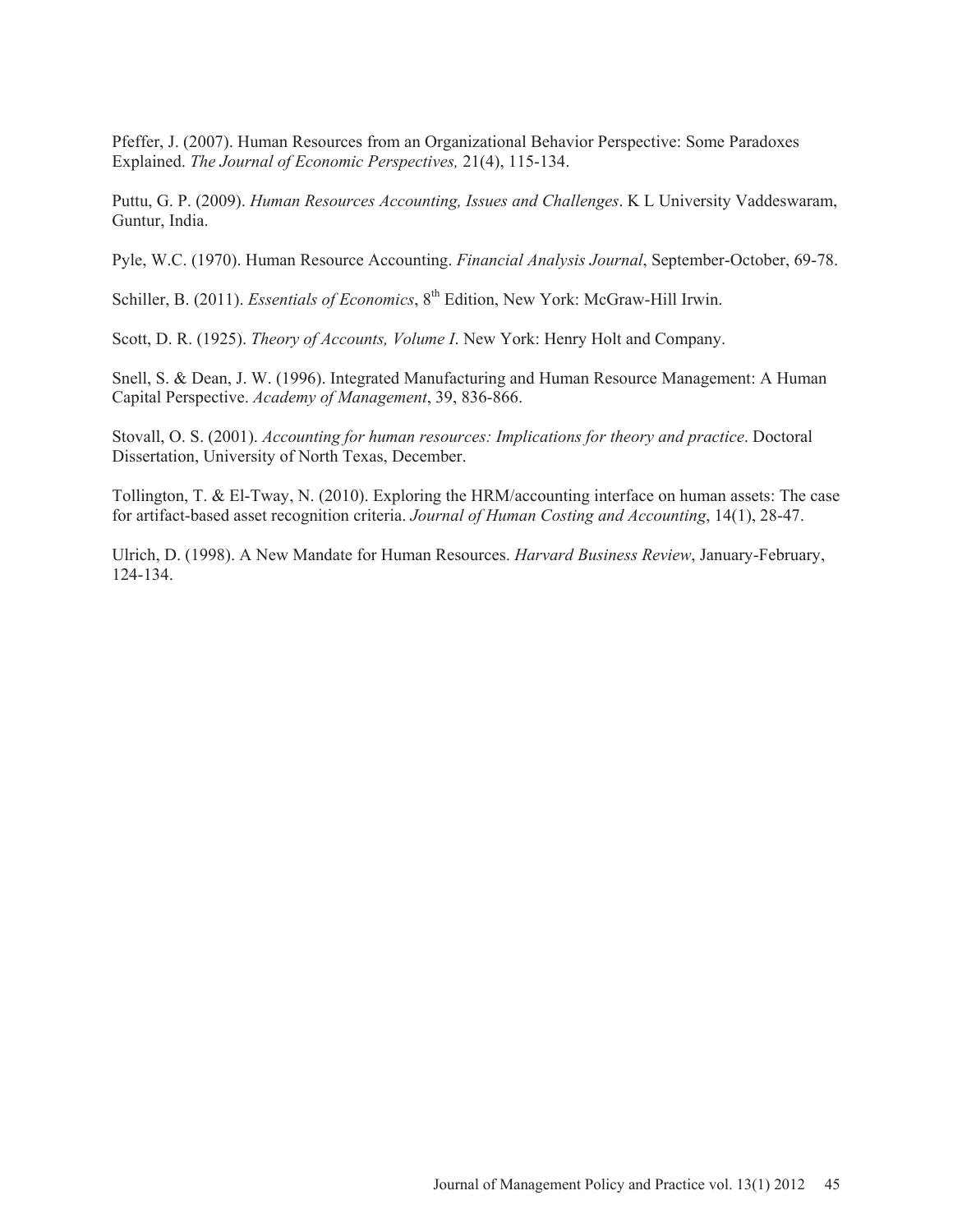Pfeffer, J. (2007). Human Resources from an Organizational Behavior Perspective: Some Paradoxes Explained. *The Journal of Economic Perspectives,* 21(4), 115-134.

Puttu, G. P. (2009). *Human Resources Accounting, Issues and Challenges*. K L University Vaddeswaram, Guntur, India.

Pyle, W.C. (1970). Human Resource Accounting. *Financial Analysis Journal*, September-October, 69-78.

Schiller, B. (2011). *Essentials of Economics*, 8th Edition, New York: McGraw-Hill Irwin.

Scott, D. R. (1925). *Theory of Accounts, Volume I*. New York: Henry Holt and Company.

Snell, S. & Dean, J. W. (1996). Integrated Manufacturing and Human Resource Management: A Human Capital Perspective. *Academy of Management*, 39, 836-866.

Stovall, O. S. (2001). *Accounting for human resources: Implications for theory and practice*. Doctoral Dissertation, University of North Texas, December.

Tollington, T. & El-Tway, N. (2010). Exploring the HRM/accounting interface on human assets: The case for artifact-based asset recognition criteria. *Journal of Human Costing and Accounting*, 14(1), 28-47.

Ulrich, D. (1998). A New Mandate for Human Resources. *Harvard Business Review*, January-February, 124-134.